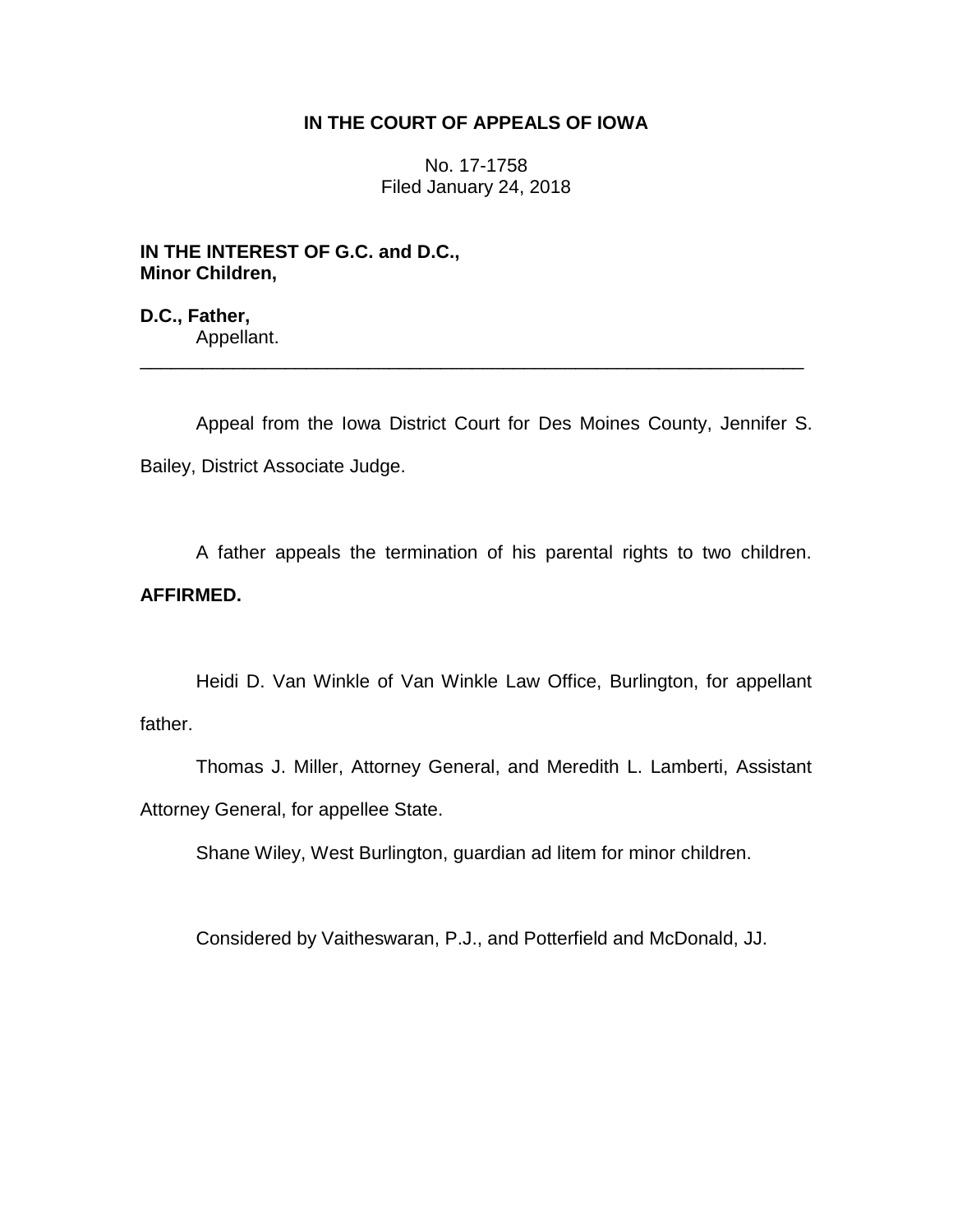**IN THE COURT OF APPEALS OF IOWA**

No. 17-1758
Filed January 24, 2018

**IN THE INTEREST OF G.C. and D.C., Minor Children,**

**D.C., Father,**
Appellant.

---

Appeal from the Iowa District Court for Des Moines County, Jennifer S. Bailey, District Associate Judge.

A father appeals the termination of his parental rights to two children. **AFFIRMED.**

Heidi D. Van Winkle of Van Winkle Law Office, Burlington, for appellant father.

Thomas J. Miller, Attorney General, and Meredith L. Lamberti, Assistant Attorney General, for appellee State.

Shane Wiley, West Burlington, guardian ad litem for minor children.

Considered by Vaitheswaran, P.J., and Potterfield and McDonald, JJ.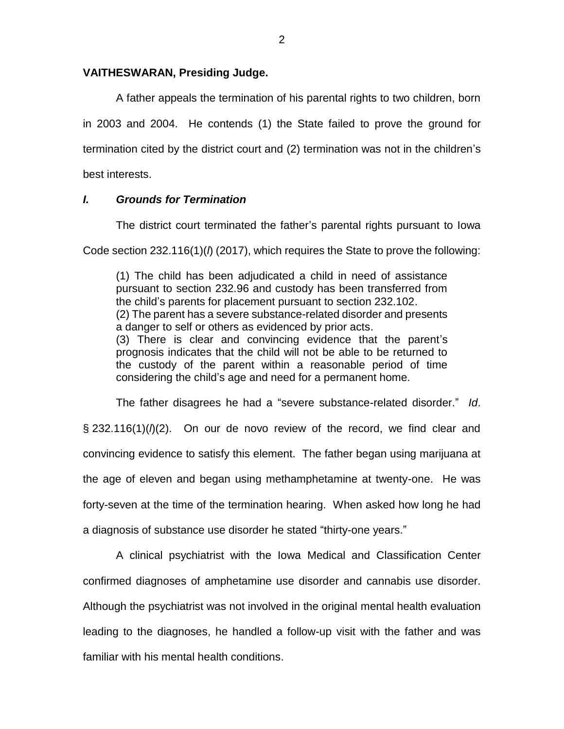**VAITHESWARAN, Presiding Judge.**

A father appeals the termination of his parental rights to two children, born in 2003 and 2004. He contends (1) the State failed to prove the ground for termination cited by the district court and (2) termination was not in the children's best interests.

## *I. Grounds for Termination*

The district court terminated the father's parental rights pursuant to Iowa Code section 232.116(1)(*l*) (2017), which requires the State to prove the following:

> (1) The child has been adjudicated a child in need of assistance pursuant to section 232.96 and custody has been transferred from the child's parents for placement pursuant to section 232.102.
> (2) The parent has a severe substance-related disorder and presents a danger to self or others as evidenced by prior acts.
> (3) There is clear and convincing evidence that the parent's prognosis indicates that the child will not be able to be returned to the custody of the parent within a reasonable period of time considering the child's age and need for a permanent home.

The father disagrees he had a "severe substance-related disorder." *Id*. § 232.116(1)(*l*)(2). On our de novo review of the record, we find clear and convincing evidence to satisfy this element. The father began using marijuana at the age of eleven and began using methamphetamine at twenty-one. He was forty-seven at the time of the termination hearing. When asked how long he had a diagnosis of substance use disorder he stated "thirty-one years."

A clinical psychiatrist with the Iowa Medical and Classification Center confirmed diagnoses of amphetamine use disorder and cannabis use disorder. Although the psychiatrist was not involved in the original mental health evaluation leading to the diagnoses, he handled a follow-up visit with the father and was familiar with his mental health conditions.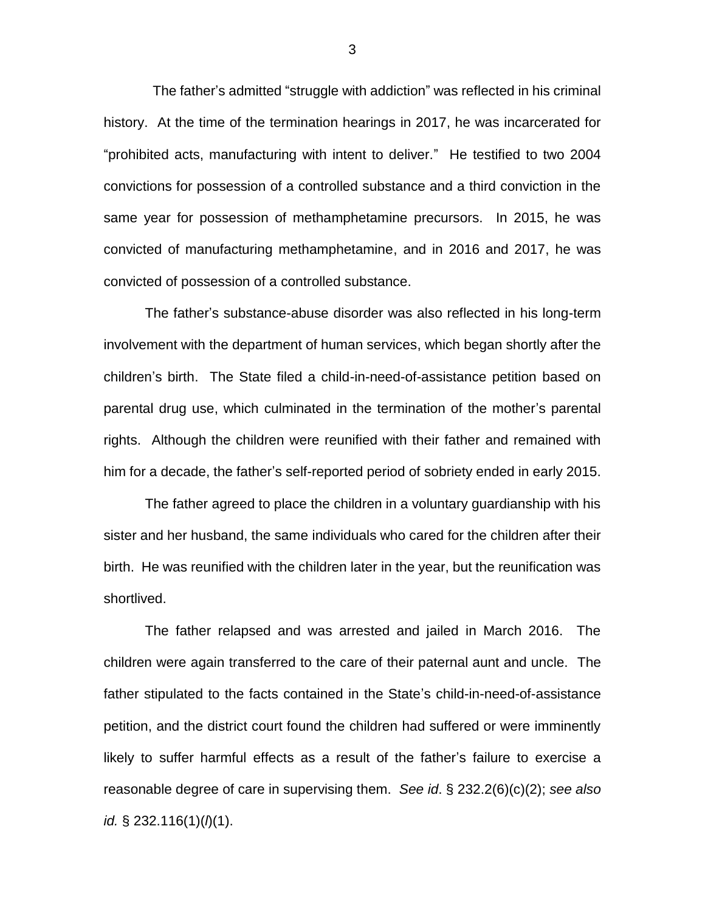The father's admitted "struggle with addiction" was reflected in his criminal history. At the time of the termination hearings in 2017, he was incarcerated for "prohibited acts, manufacturing with intent to deliver." He testified to two 2004 convictions for possession of a controlled substance and a third conviction in the same year for possession of methamphetamine precursors. In 2015, he was convicted of manufacturing methamphetamine, and in 2016 and 2017, he was convicted of possession of a controlled substance.

The father's substance-abuse disorder was also reflected in his long-term involvement with the department of human services, which began shortly after the children's birth. The State filed a child-in-need-of-assistance petition based on parental drug use, which culminated in the termination of the mother's parental rights. Although the children were reunified with their father and remained with him for a decade, the father's self-reported period of sobriety ended in early 2015.

The father agreed to place the children in a voluntary guardianship with his sister and her husband, the same individuals who cared for the children after their birth. He was reunified with the children later in the year, but the reunification was shortlived.

The father relapsed and was arrested and jailed in March 2016. The children were again transferred to the care of their paternal aunt and uncle. The father stipulated to the facts contained in the State's child-in-need-of-assistance petition, and the district court found the children had suffered or were imminently likely to suffer harmful effects as a result of the father's failure to exercise a reasonable degree of care in supervising them. *See id*. § 232.2(6)(c)(2); *see also id.* § 232.116(1)(*l*)(1).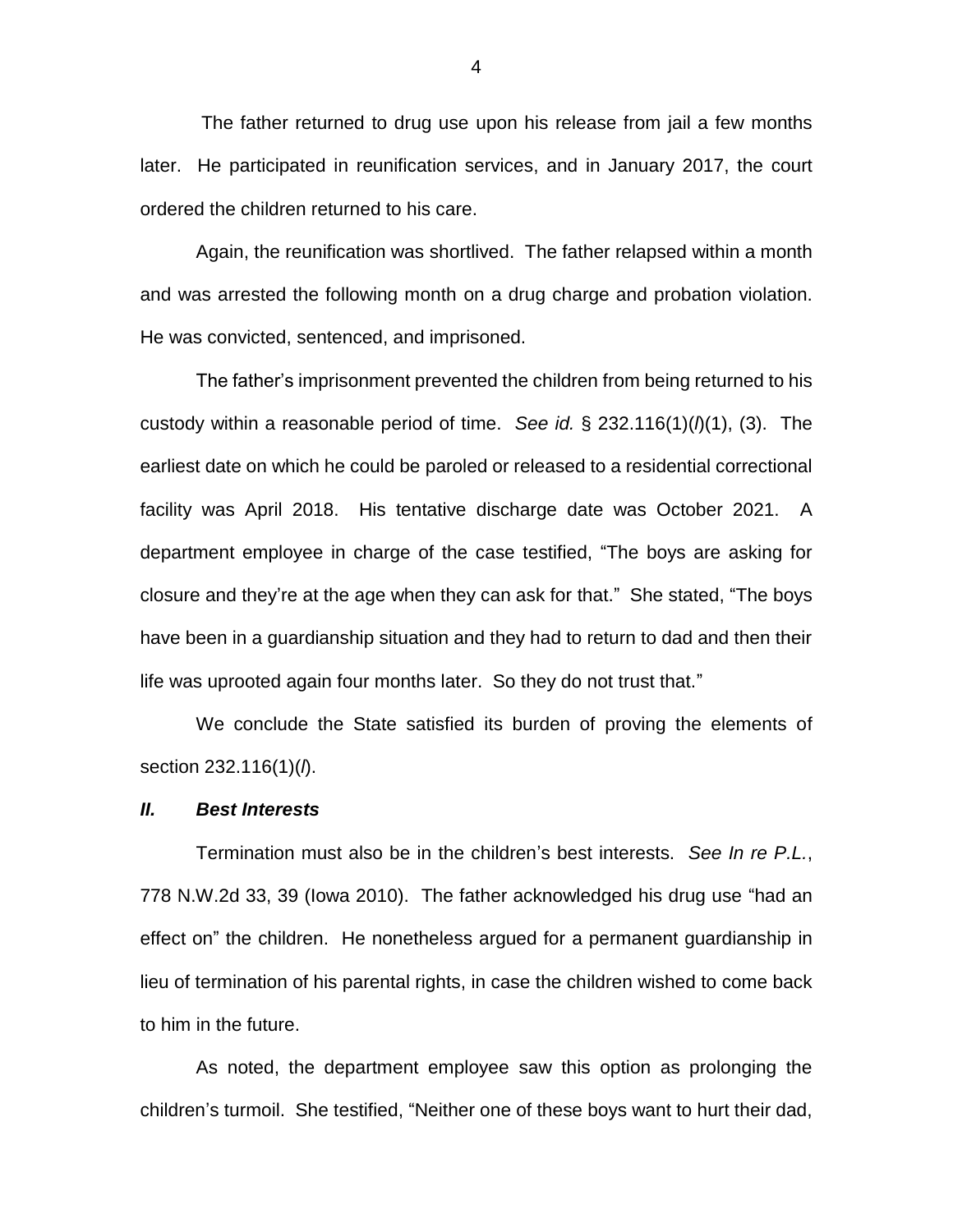The father returned to drug use upon his release from jail a few months later. He participated in reunification services, and in January 2017, the court ordered the children returned to his care.

Again, the reunification was shortlived. The father relapsed within a month and was arrested the following month on a drug charge and probation violation. He was convicted, sentenced, and imprisoned.

The father's imprisonment prevented the children from being returned to his custody within a reasonable period of time. *See id.* § 232.116(1)(*l*)(1), (3). The earliest date on which he could be paroled or released to a residential correctional facility was April 2018. His tentative discharge date was October 2021. A department employee in charge of the case testified, "The boys are asking for closure and they're at the age when they can ask for that." She stated, "The boys have been in a guardianship situation and they had to return to dad and then their life was uprooted again four months later. So they do not trust that."

We conclude the State satisfied its burden of proving the elements of section 232.116(1)(*l*).

### *II. Best Interests*

Termination must also be in the children's best interests. *See In re P.L.*, 778 N.W.2d 33, 39 (Iowa 2010). The father acknowledged his drug use "had an effect on" the children. He nonetheless argued for a permanent guardianship in lieu of termination of his parental rights, in case the children wished to come back to him in the future.

As noted, the department employee saw this option as prolonging the children's turmoil. She testified, "Neither one of these boys want to hurt their dad,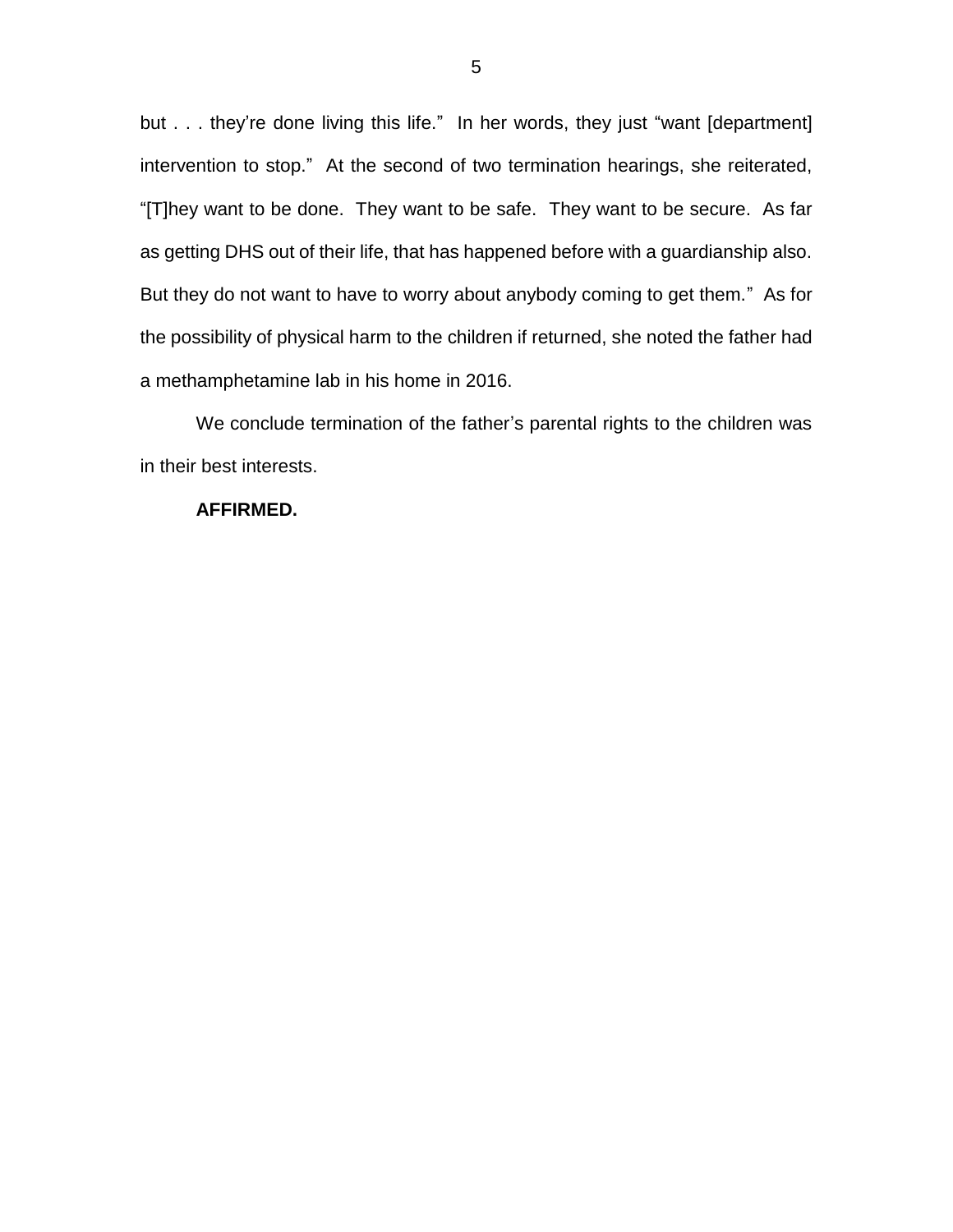but . . . they're done living this life." In her words, they just "want [department] intervention to stop." At the second of two termination hearings, she reiterated, "[T]hey want to be done. They want to be safe. They want to be secure. As far as getting DHS out of their life, that has happened before with a guardianship also. But they do not want to have to worry about anybody coming to get them." As for the possibility of physical harm to the children if returned, she noted the father had a methamphetamine lab in his home in 2016.

We conclude termination of the father's parental rights to the children was in their best interests.

**AFFIRMED.**